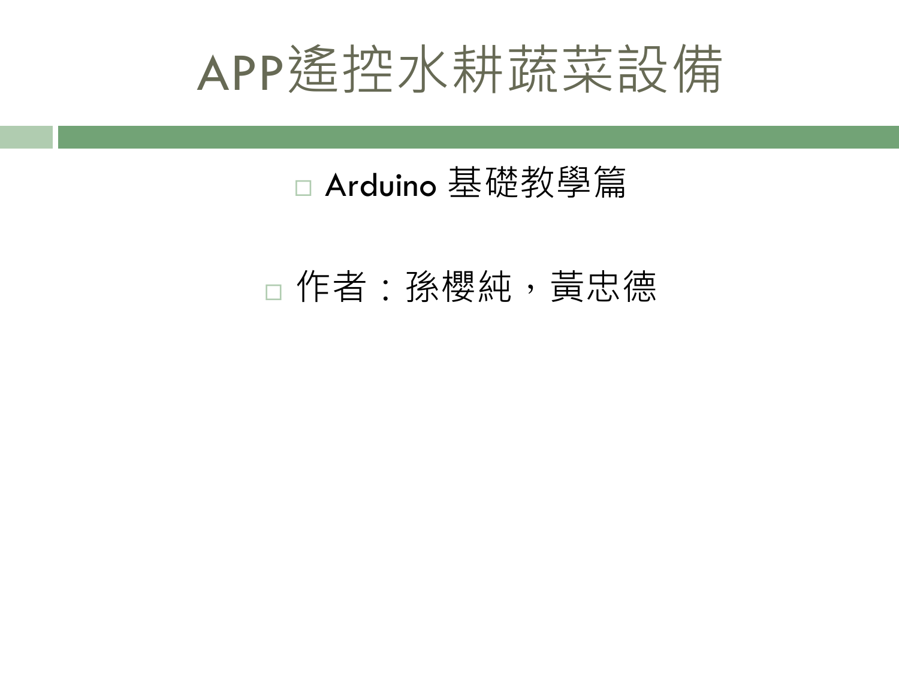# APP遙控水耕蔬菜設備

- Arduino 基礎教學篇

- 作者：孫櫻純，黃忠德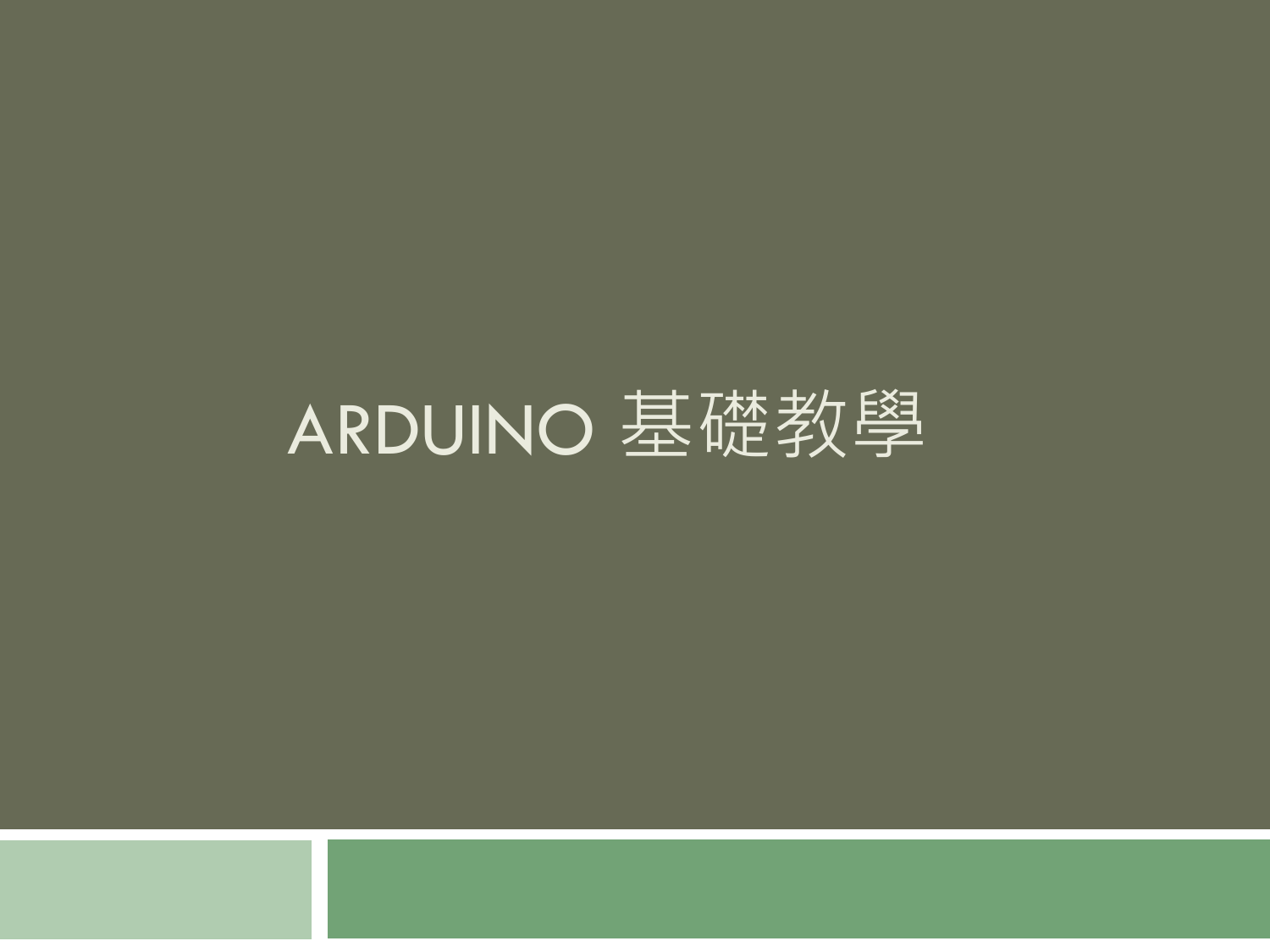# ARDUINO 基礎教學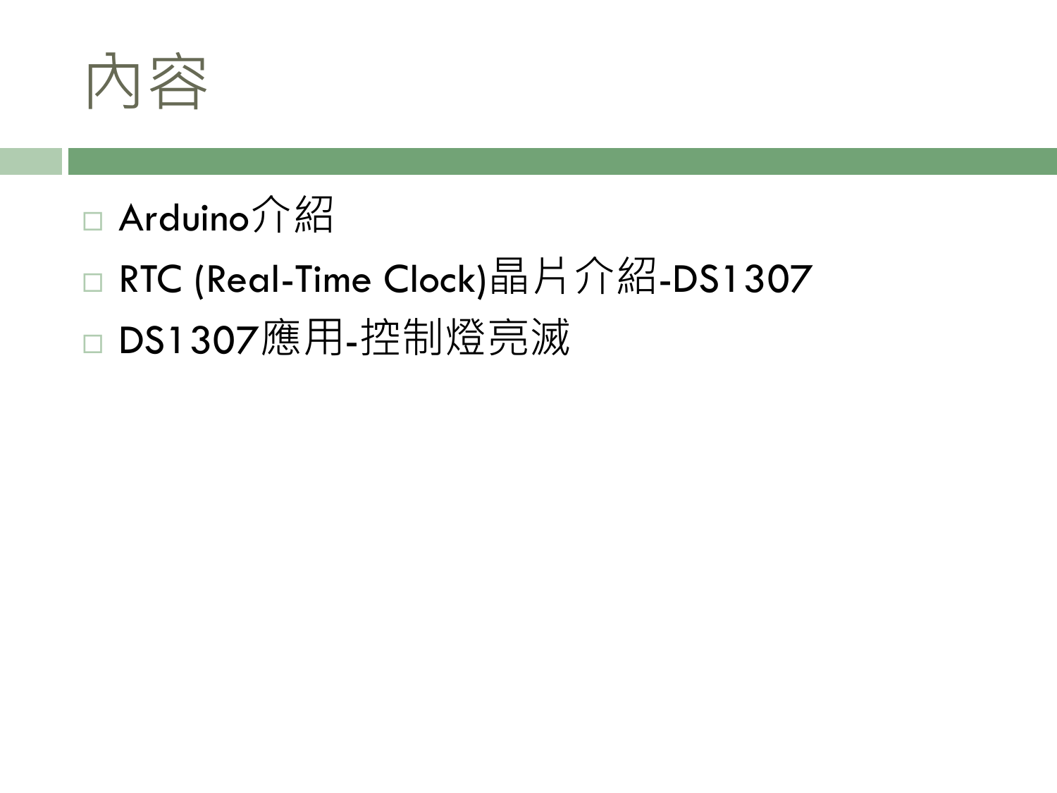# 內容

- Arduino介紹
- RTC (Real-Time Clock)晶片介紹-DS1307
- DS1307應用-控制燈亮滅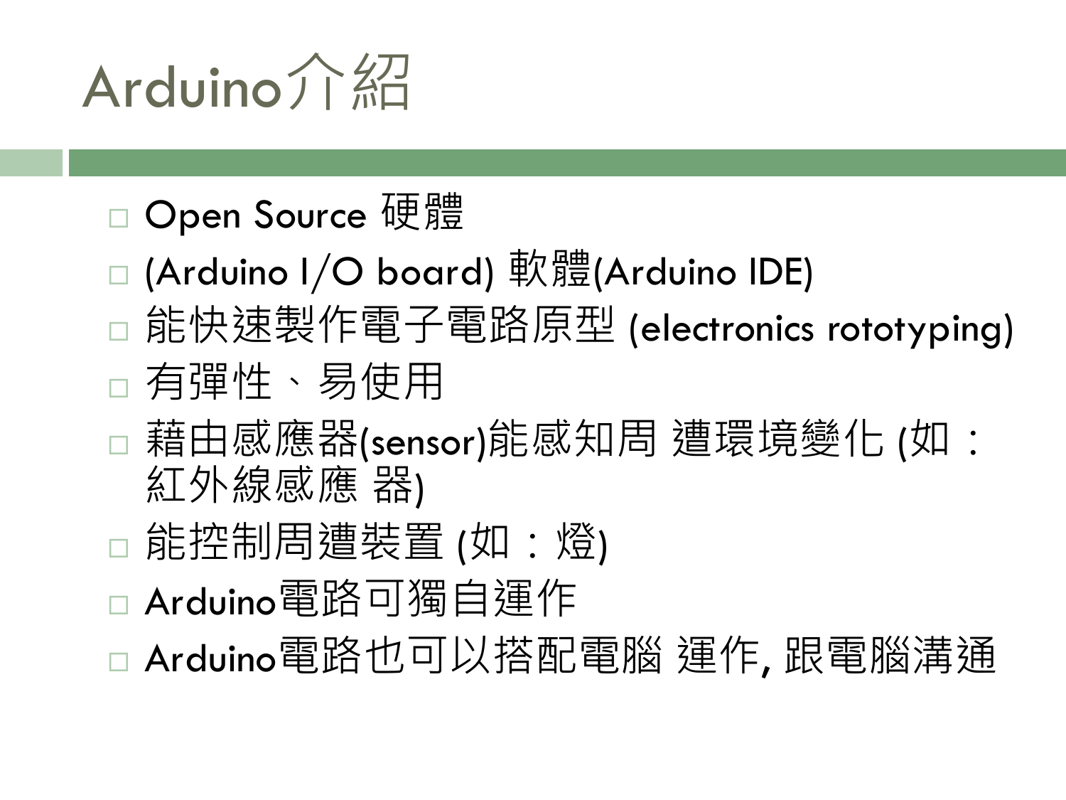# Arduino介紹

- Open Source 硬體
- (Arduino I/O board) 軟體(Arduino IDE)
- 能快速製作電子電路原型 (electronics rototyping)
- 有彈性、易使用
- 藉由感應器(sensor)能感知周 遭環境變化 (如：紅外線感應 器)
- 能控制周遭裝置 (如：燈)
- Arduino電路可獨自運作
- Arduino電路也可以搭配電腦 運作, 跟電腦溝通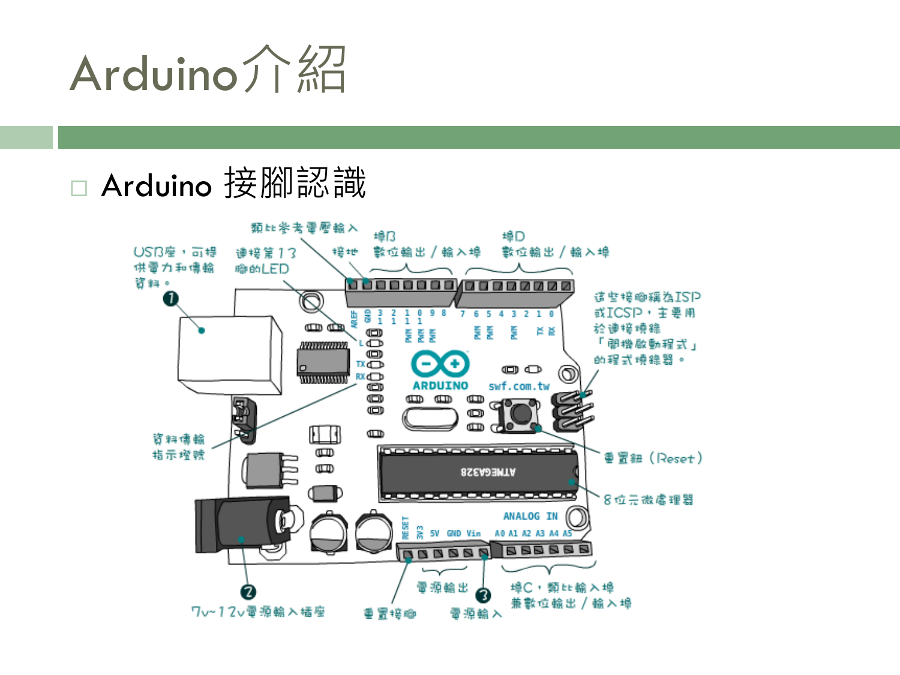# Arduino介紹

- Arduino 接腳認識

類比參考電壓輸入

USB座，可提供電力和傳輸資料。

❶

連接第13腳的LED

接地

埠B 數位輸出／輸入埠

埠D 數位輸出／輸入埠

這些接腳稱為ISP或ICSP，主要用於連接燒錄「開機啟動程式」的程式燒錄器。

資料傳輸指示燈號

重置鈕（Reset）

8位元微處理器

❷ 7v~12v電源輸入插座

重置接腳

電源輸出

❸ 電源輸入

埠C，類比輸入埠兼數位輸出／輸入埠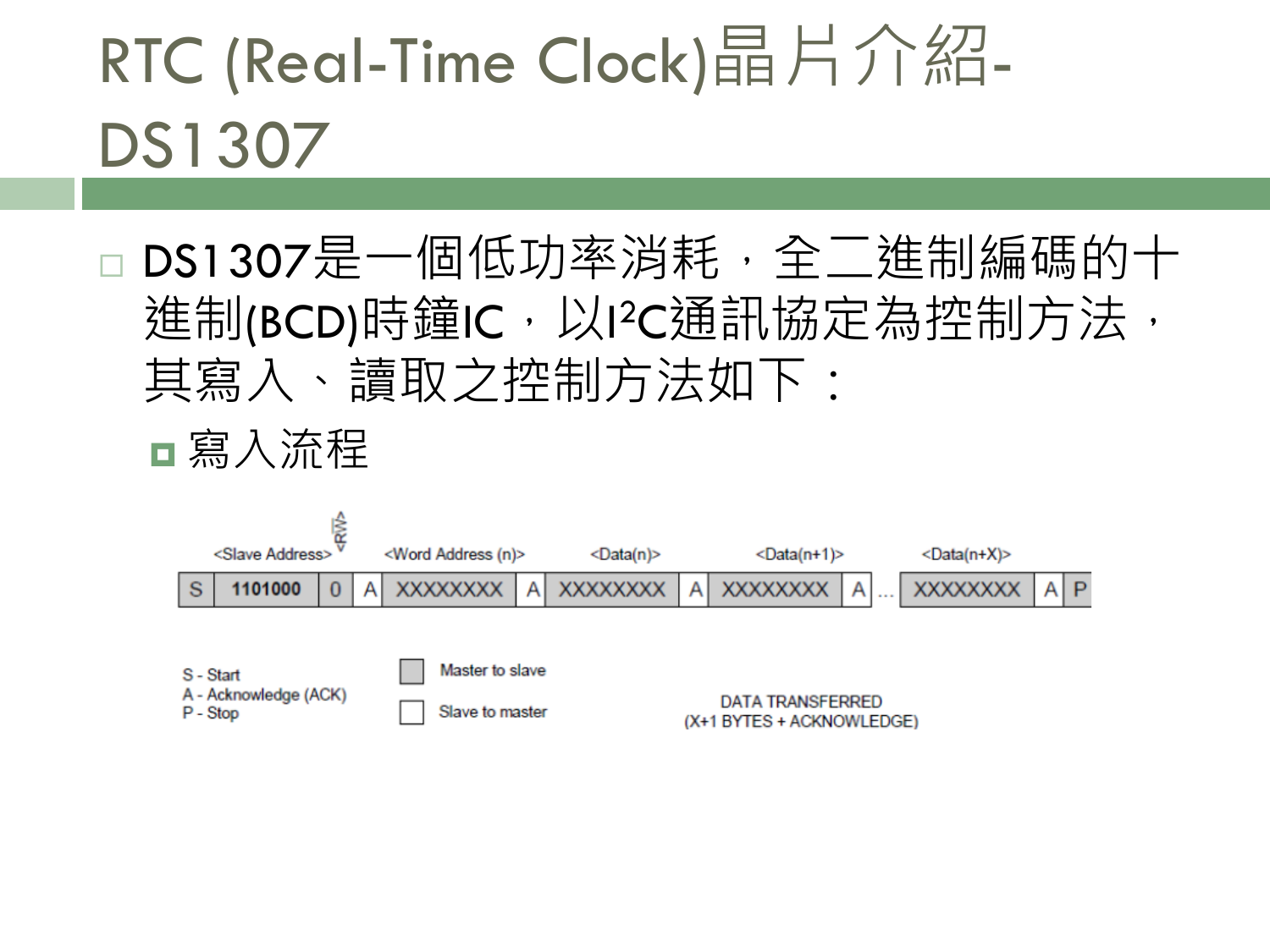# RTC (Real-Time Clock)晶片介紹-DS1307

- DS1307是一個低功率消耗，全二進制編碼的十進制(BCD)時鐘IC，以I²C通訊協定為控制方法，其寫入、讀取之控制方法如下：
  - 寫入流程

| | <Slave Address> | <R/W> | | <Word Address (n)> | | <Data(n)> | | <Data(n+1)> | | ... | <Data(n+X)> | | |
|---|---|---|---|---|---|---|---|---|---|---|---|---|---|
| S | 1101000 | 0 | A | XXXXXXXX | A | XXXXXXXX | A | XXXXXXXX | A | ... | XXXXXXXX | A | P |

S - Start
A - Acknowledge (ACK)
P - Stop

Master to slave (shaded)
Slave to master (unshaded)

DATA TRANSFERRED
(X+1 BYTES + ACKNOWLEDGE)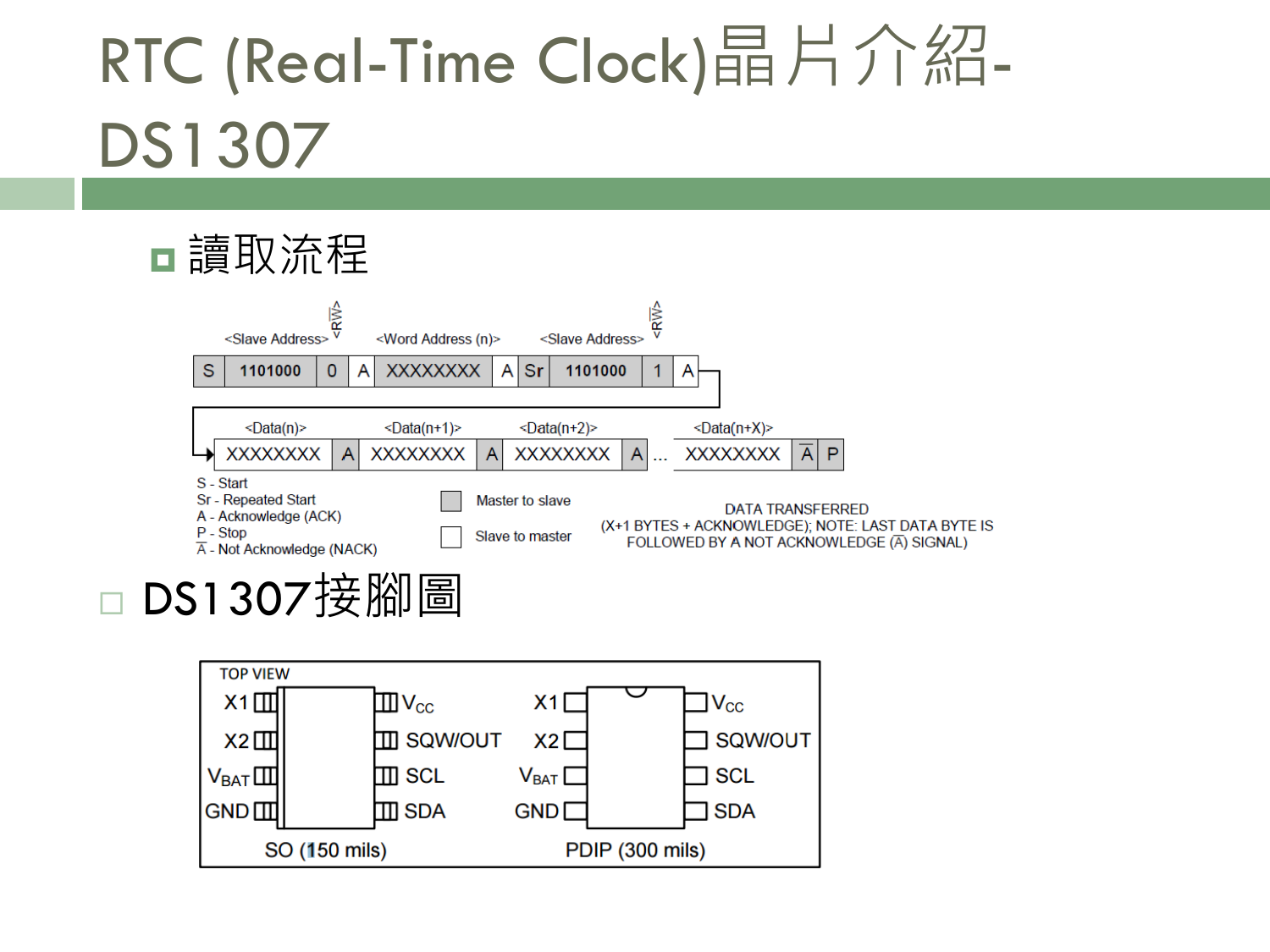# RTC (Real-Time Clock)晶片介紹-DS1307

- 讀取流程

| S | <Slave Address> 1101000 | <RW> 0 | A | <Word Address (n)> XXXXXXXX | A | Sr | <Slave Address> 1101000 | <RW> 1 | A |
|---|---|---|---|---|---|---|---|---|---|

| <Data(n)> XXXXXXXX | A | <Data(n+1)> XXXXXXXX | A | <Data(n+2)> XXXXXXXX | A | ... | <Data(n+X)> XXXXXXXX | $\overline{A}$ | P |
|---|---|---|---|---|---|---|---|---|---|

S - Start
Sr - Repeated Start
A - Acknowledge (ACK)
P - Stop
$\overline{A}$ - Not Acknowledge (NACK)

Master to slave (shaded)
Slave to master (unshaded)

DATA TRANSFERRED
(X+1 BYTES + ACKNOWLEDGE); NOTE: LAST DATA BYTE IS FOLLOWED BY A NOT ACKNOWLEDGE ($\overline{A}$) SIGNAL)

- DS1307接腳圖

TOP VIEW

| Pin | Left | Right | Pin |
|---|---|---|---|
| 1 | X1 | $V_{CC}$ | 8 |
| 2 | X2 | SQW/OUT | 7 |
| 3 | $V_{BAT}$ | SCL | 6 |
| 4 | GND | SDA | 5 |

SO (150 mils) &nbsp;&nbsp;&nbsp; PDIP (300 mils)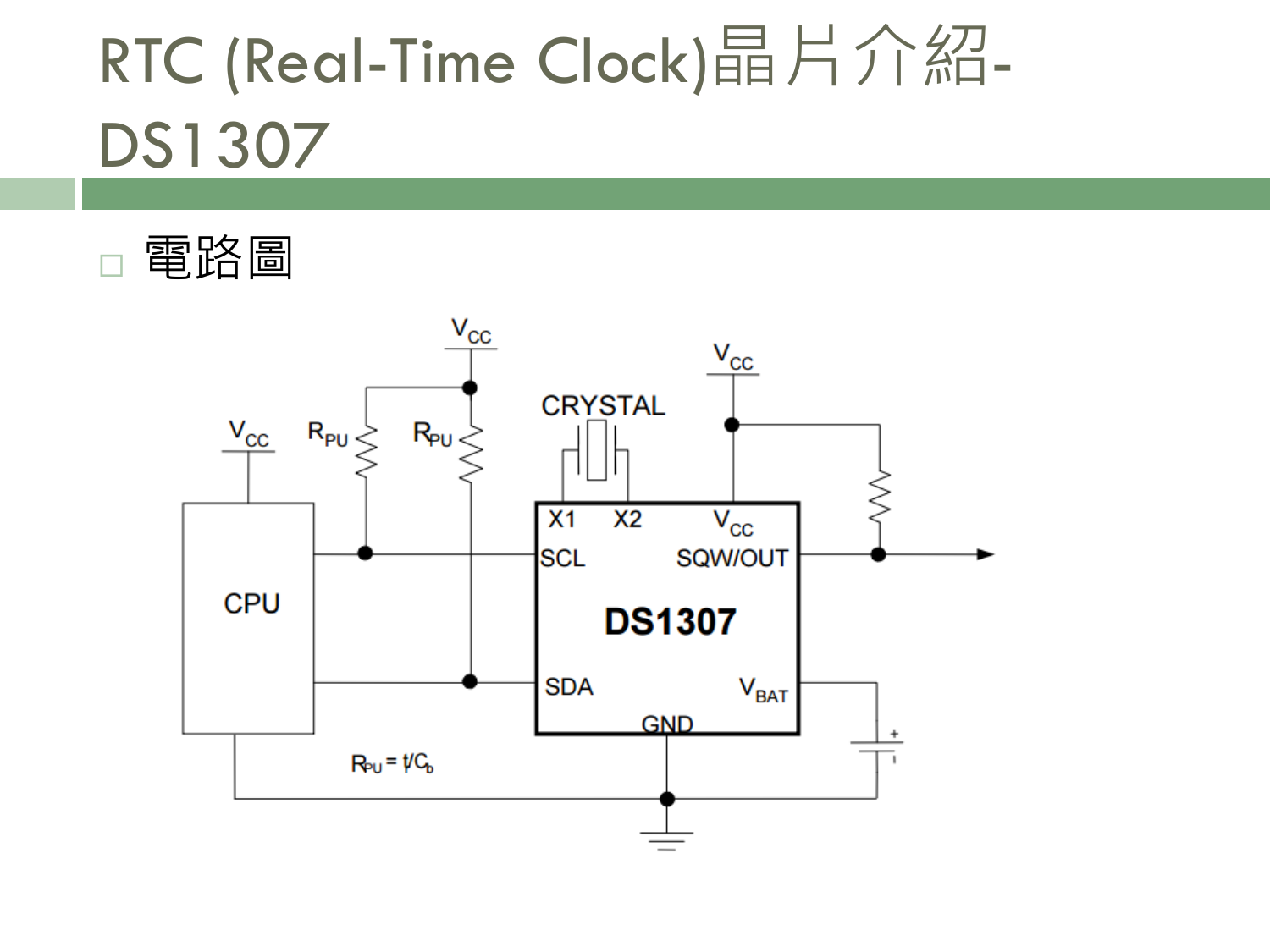# RTC (Real-Time Clock)晶片介紹-DS1307

- 電路圖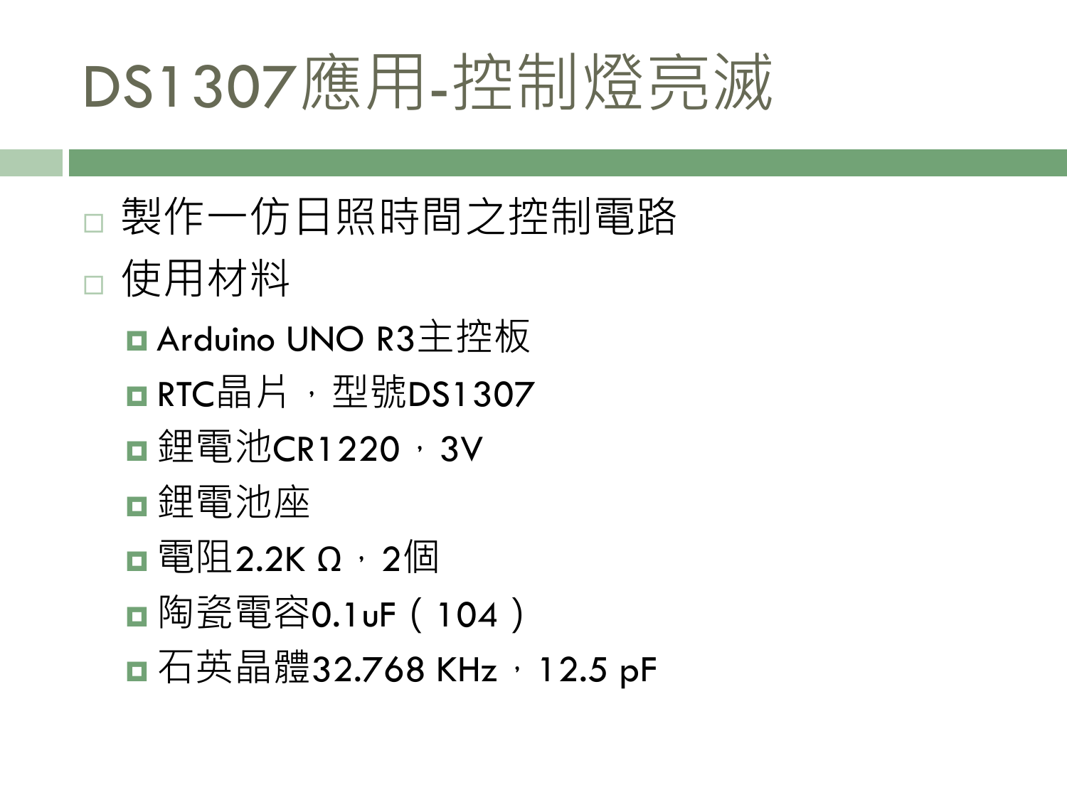# DS1307應用-控制燈亮滅

- 製作一仿日照時間之控制電路
- 使用材料
  - Arduino UNO R3主控板
  - RTC晶片，型號DS1307
  - 鋰電池CR1220，3V
  - 鋰電池座
  - 電阻2.2K Ω，2個
  - 陶瓷電容0.1uF（104）
  - 石英晶體32.768 KHz，12.5 pF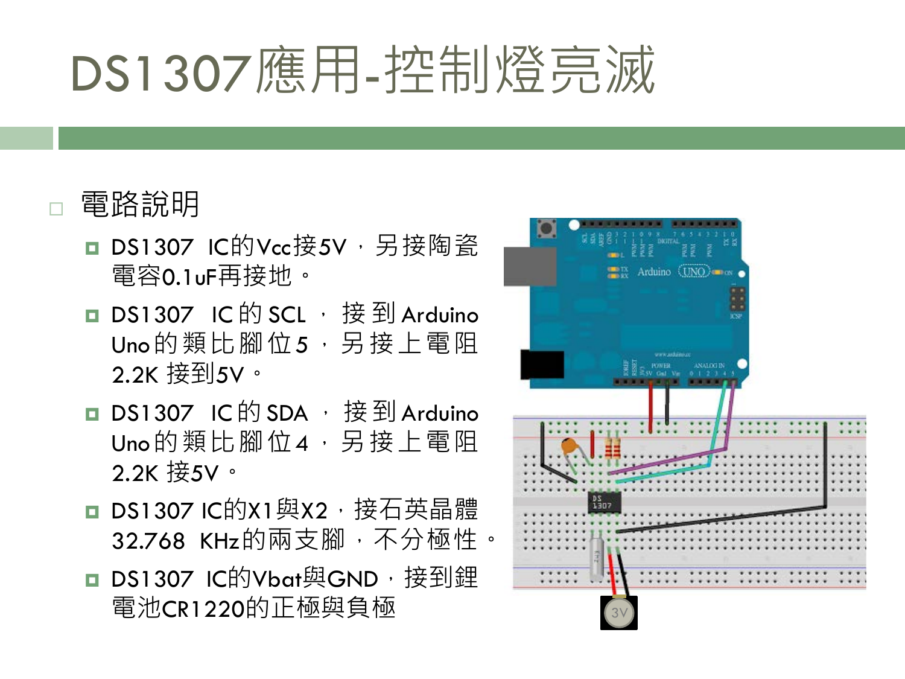# DS1307應用-控制燈亮滅

- 電路說明
  - DS1307 IC的Vcc接5V，另接陶瓷電容0.1uF再接地。
  - DS1307 IC的SCL，接到Arduino Uno的類比腳位5，另接上電阻2.2K 接到5V。
  - DS1307 IC的SDA，接到Arduino Uno的類比腳位4，另接上電阻2.2K 接5V。
  - DS1307 IC的X1與X2，接石英晶體32.768 KHz的兩支腳，不分極性。
  - DS1307 IC的Vbat與GND，接到鋰電池CR1220的正極與負極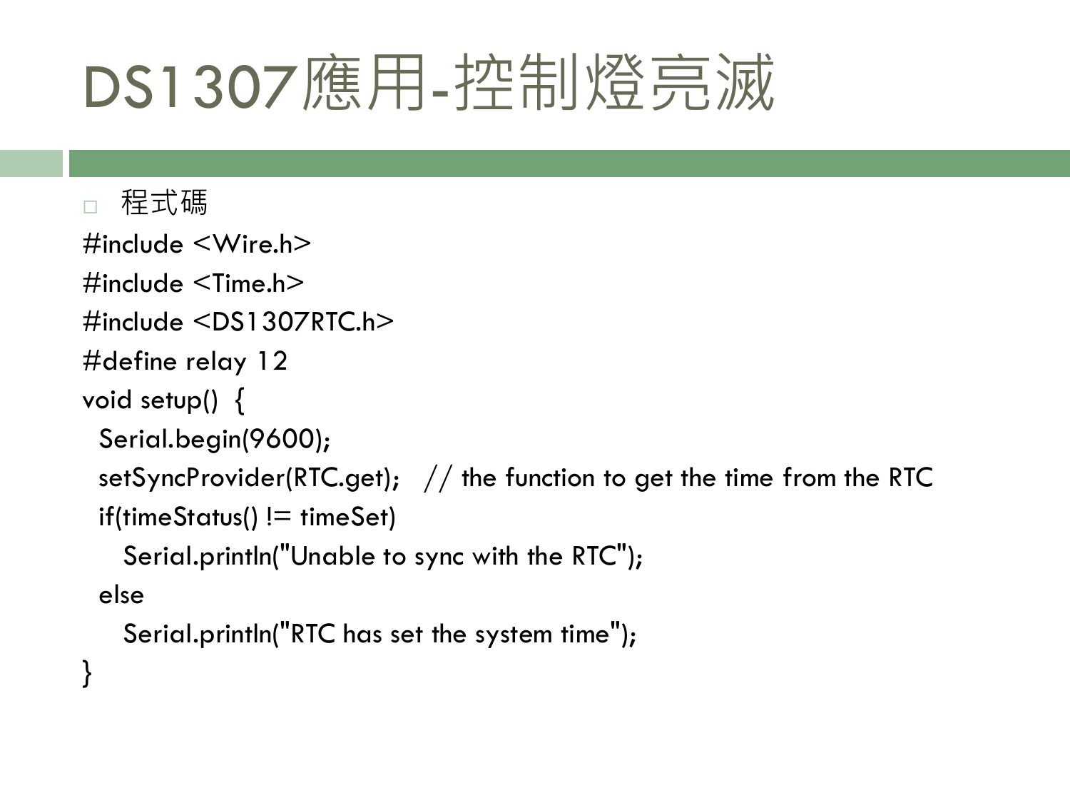# DS1307應用-控制燈亮滅

- 程式碼

```
#include <Wire.h>
#include <Time.h>
#include <DS1307RTC.h>
#define relay 12
void setup()  {
  Serial.begin(9600);
  setSyncProvider(RTC.get);   // the function to get the time from the RTC
  if(timeStatus() != timeSet)
     Serial.println("Unable to sync with the RTC");
  else
     Serial.println("RTC has set the system time");
}
```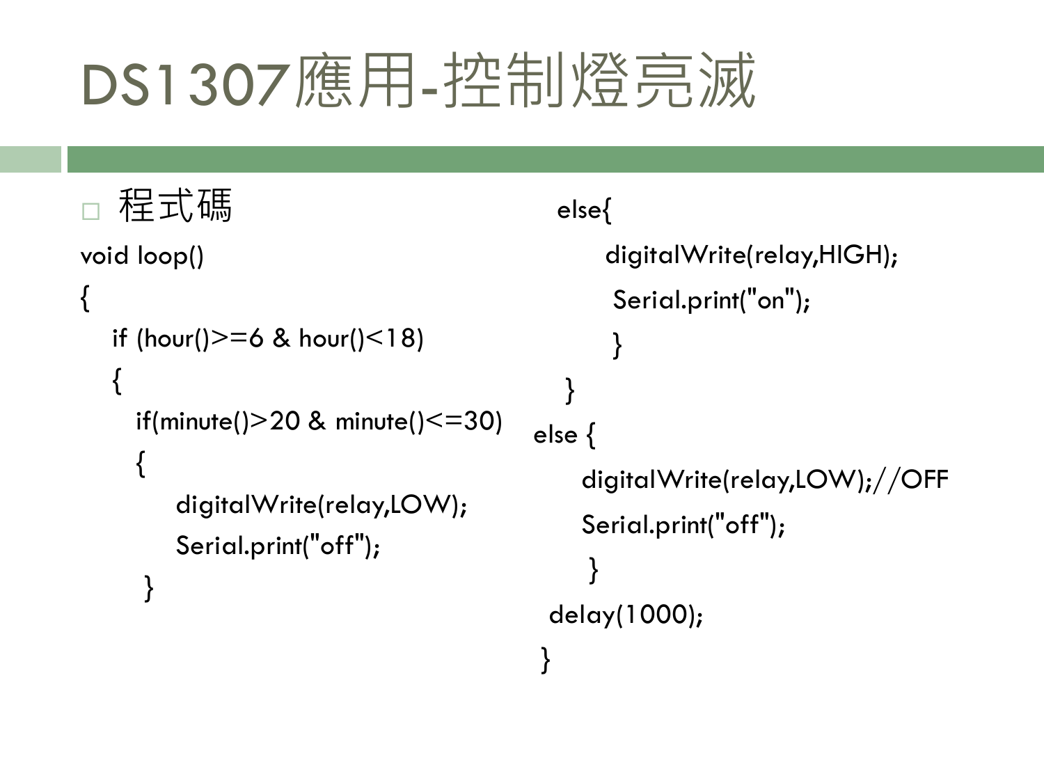# DS1307應用-控制燈亮滅

- 程式碼

```
void loop()
{
   if (hour()>=6 & hour()<18)
   {
      if(minute()>20 & minute()<=30)
      {
          digitalWrite(relay,LOW);
          Serial.print("off");
      }
      else{
          digitalWrite(relay,HIGH);
          Serial.print("on");
          }
   }
else {
     digitalWrite(relay,LOW);//OFF
     Serial.print("off");
     }
 delay(1000);
}
```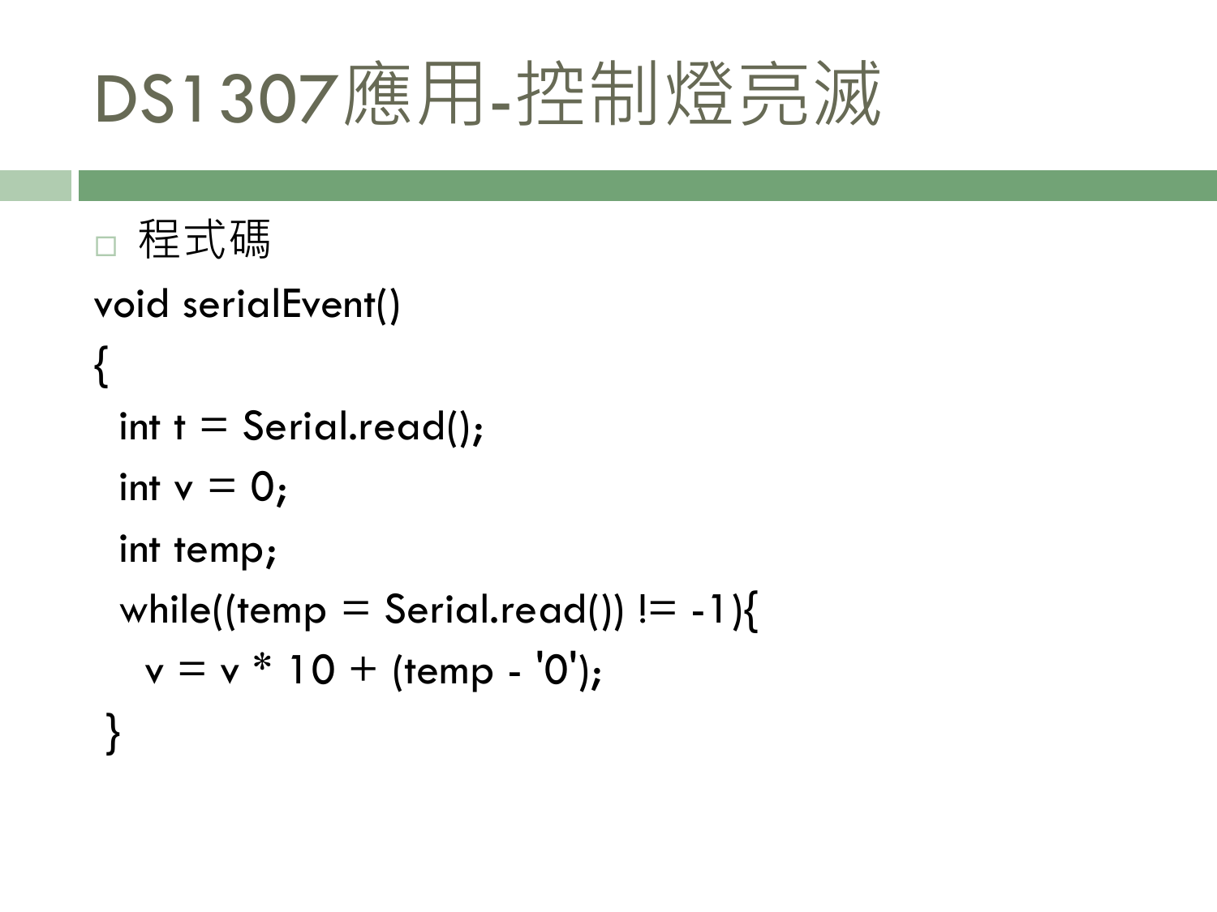# DS1307應用-控制燈亮滅

- 程式碼

```
void serialEvent()
{
  int t = Serial.read();
  int v = 0;
  int temp;
  while((temp = Serial.read()) != -1){
    v = v * 10 + (temp - '0');
 }
```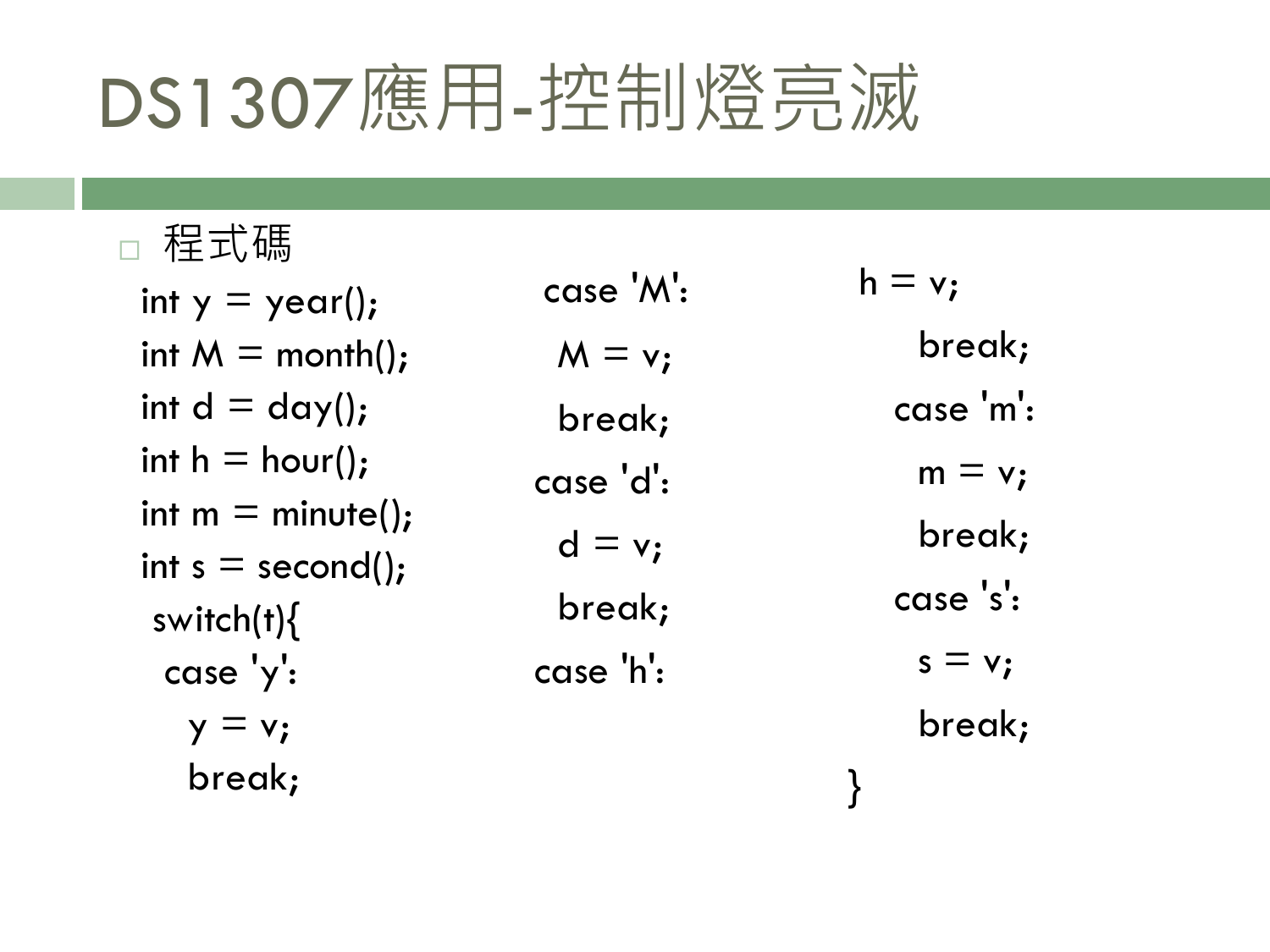# DS1307應用-控制燈亮滅

- 程式碼

```
int y = year();
int M = month();
int d = day();
int h = hour();
int m = minute();
int s = second();
 switch(t){
  case 'y':
    y = v;
    break;
  case 'M':
    M = v;
    break;
  case 'd':
    d = v;
    break;
  case 'h':
    h = v;
    break;
  case 'm':
    m = v;
    break;
  case 's':
    s = v;
    break;
}
```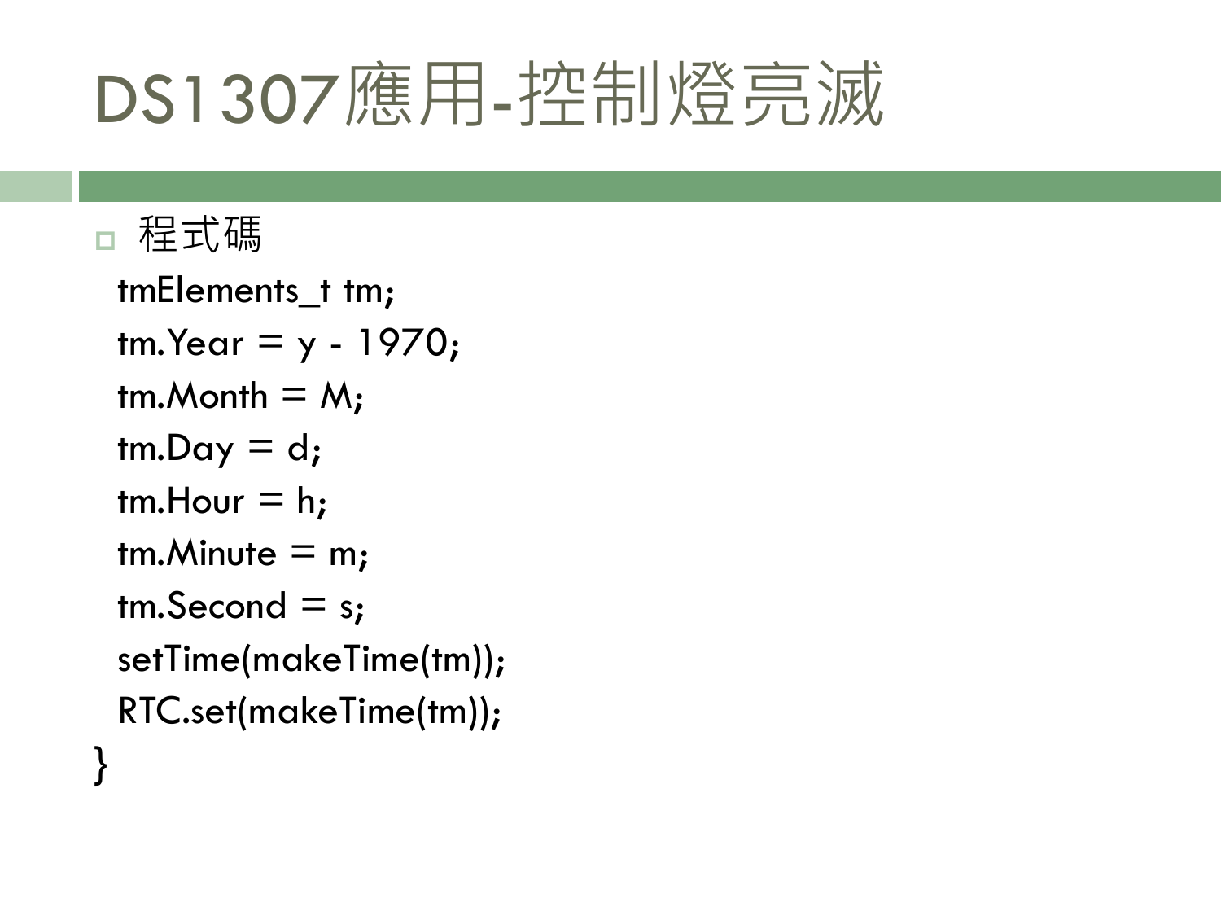# DS1307應用-控制燈亮滅

- 程式碼

```
  tmElements_t tm;
  tm.Year = y - 1970;
  tm.Month = M;
  tm.Day = d;
  tm.Hour = h;
  tm.Minute = m;
  tm.Second = s;
  setTime(makeTime(tm));
  RTC.set(makeTime(tm));
}
```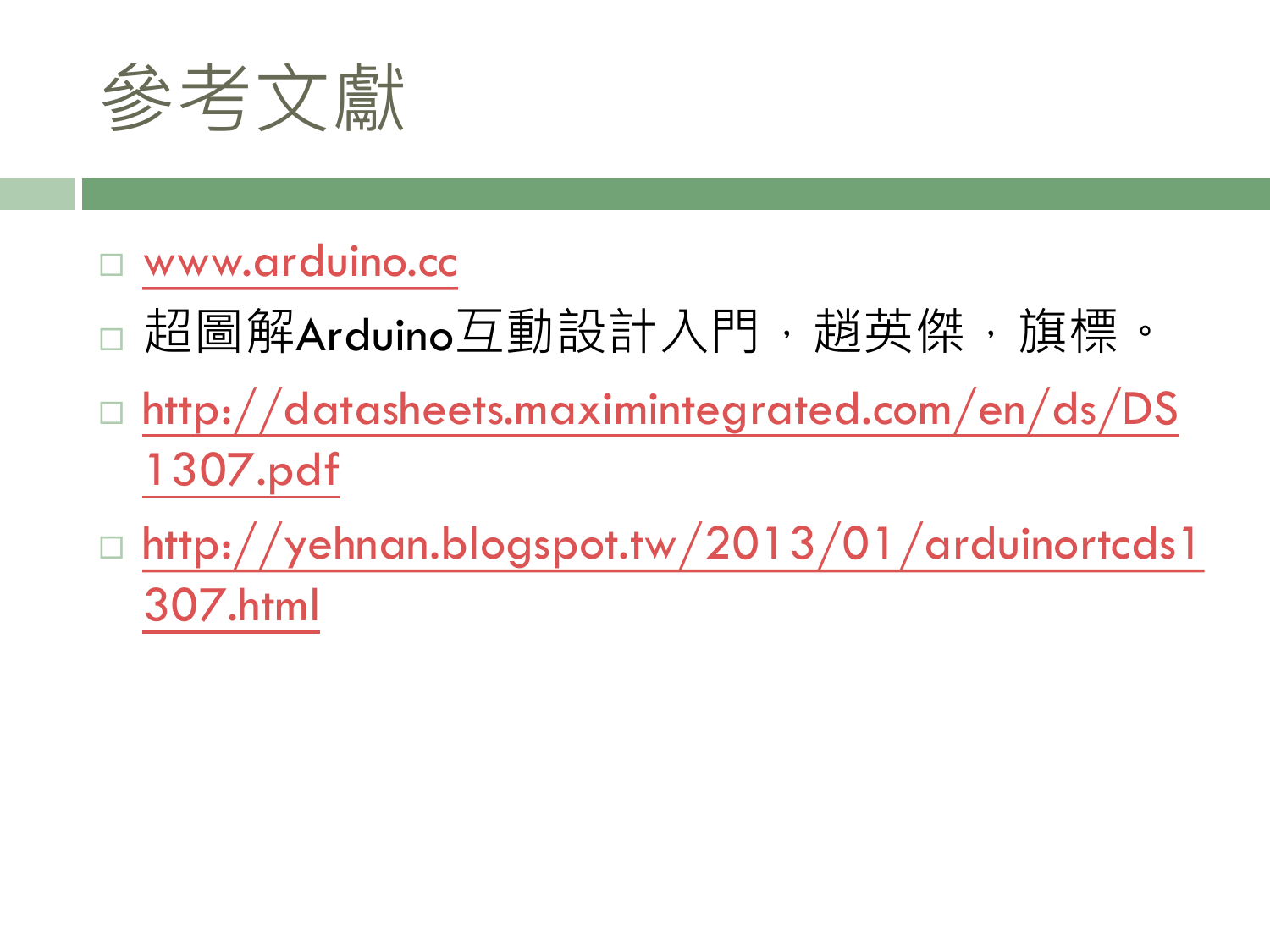# 參考文獻

- www.arduino.cc
- 超圖解Arduino互動設計入門，趙英傑，旗標。
- http://datasheets.maximintegrated.com/en/ds/DS1307.pdf
- http://yehnan.blogspot.tw/2013/01/arduinortcds1307.html